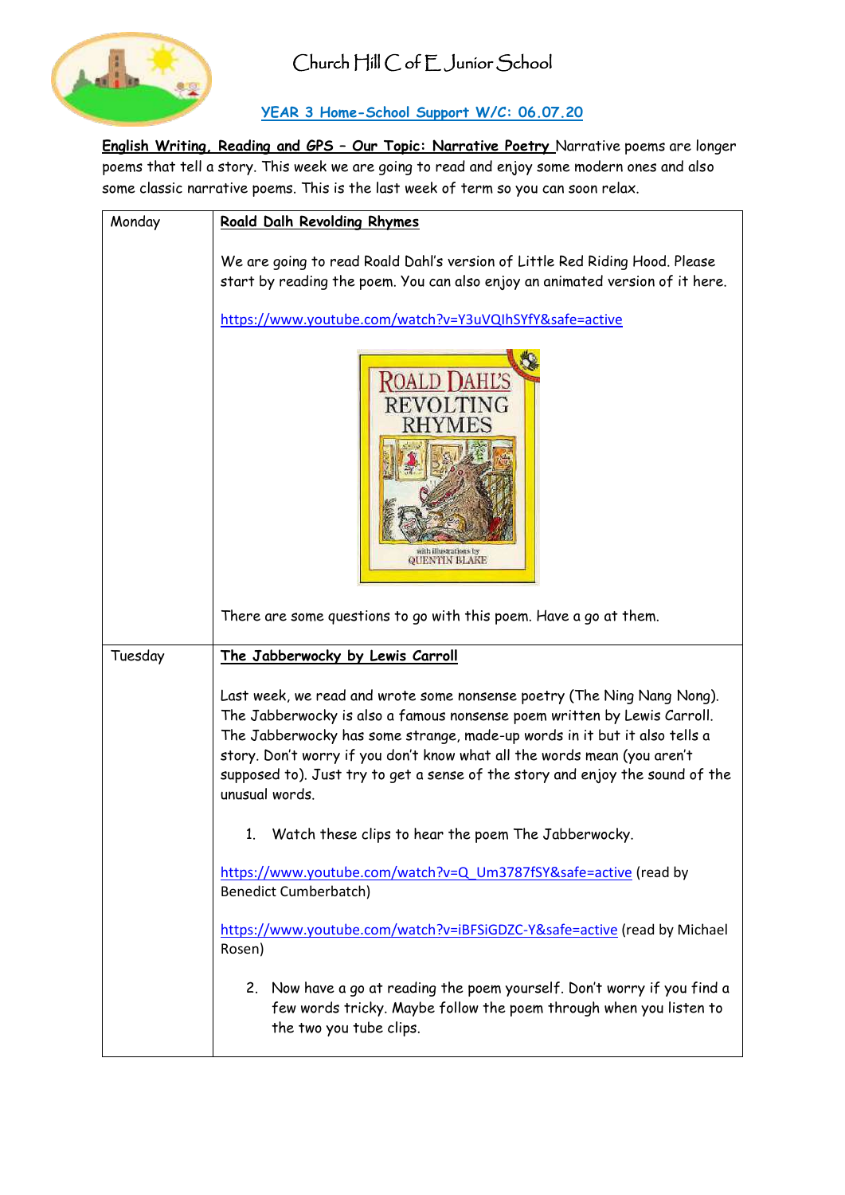# Church Hill C of E Junior School

## YEAR 3 Home-School Support W/C: 06.07.20

**English Writing, Reading and GPS – Our Topic: Narrative Poetry** Narrative poems are longer poems that tell a story. This week we are going to read and enjoy some modern ones and also some classic narrative poems. This is the last week of term so you can soon relax.

| | |
|---|---|
| Monday | **Roald Dalh Revolding Rhymes**<br><br>We are going to read Roald Dahl's version of Little Red Riding Hood. Please start by reading the poem. You can also enjoy an animated version of it here.<br><br>https://www.youtube.com/watch?v=Y3uVQIhSYfY&safe=active<br><br>There are some questions to go with this poem. Have a go at them. |
| Tuesday | **The Jabberwocky by Lewis Carroll**<br><br>Last week, we read and wrote some nonsense poetry (The Ning Nang Nong). The Jabberwocky is also a famous nonsense poem written by Lewis Carroll. The Jabberwocky has some strange, made-up words in it but it also tells a story. Don't worry if you don't know what all the words mean (you aren't supposed to). Just try to get a sense of the story and enjoy the sound of the unusual words.<br><br>1. Watch these clips to hear the poem The Jabberwocky.<br><br>https://www.youtube.com/watch?v=Q_Um3787fSY&safe=active (read by Benedict Cumberbatch)<br><br>https://www.youtube.com/watch?v=iBFSiGDZC-Y&safe=active (read by Michael Rosen)<br><br>2. Now have a go at reading the poem yourself. Don't worry if you find a few words tricky. Maybe follow the poem through when you listen to the two you tube clips. |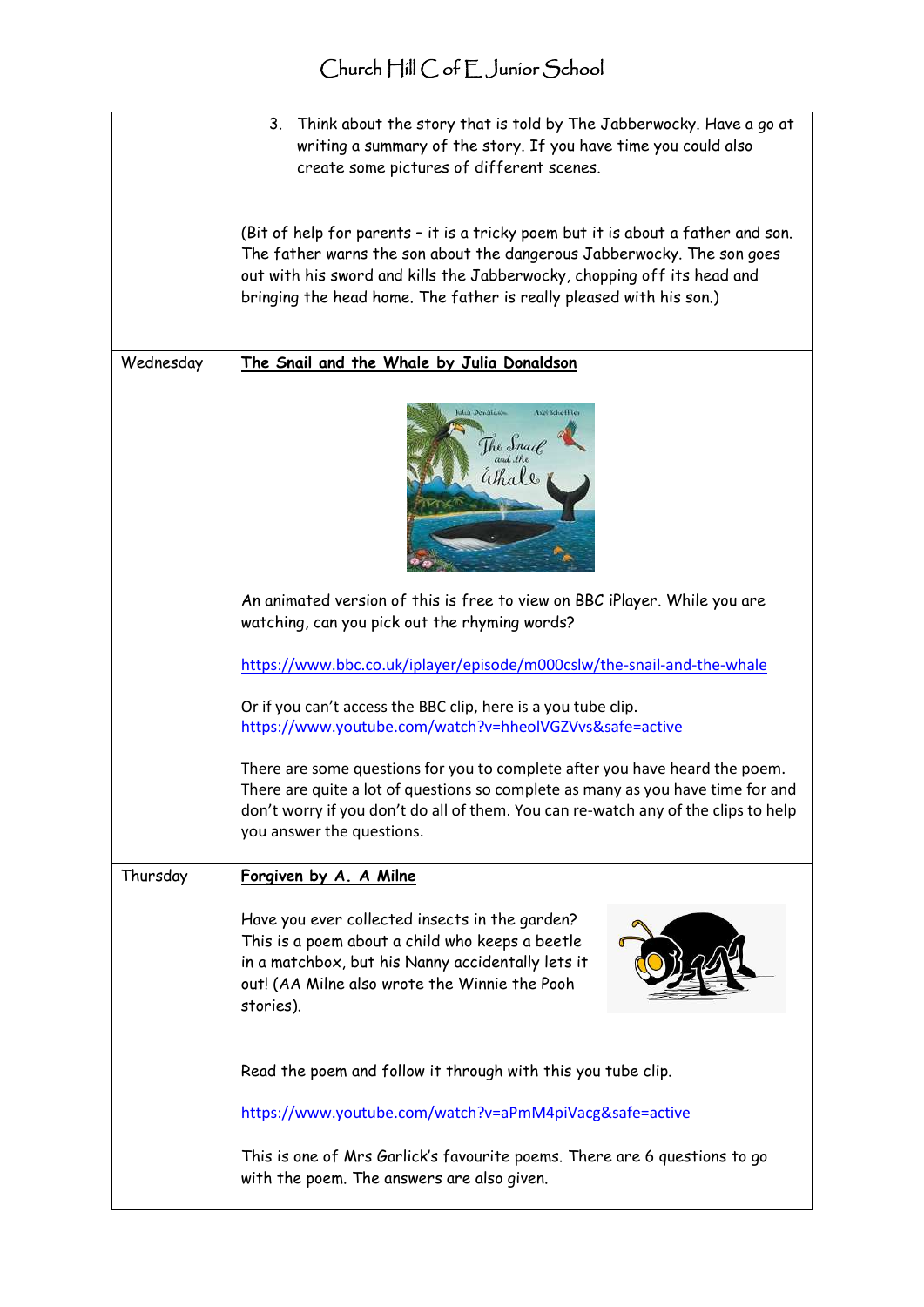| | |
|---|---|
| | 3. Think about the story that is told by The Jabberwocky. Have a go at writing a summary of the story. If you have time you could also create some pictures of different scenes.<br><br>(Bit of help for parents – it is a tricky poem but it is about a father and son. The father warns the son about the dangerous Jabberwocky. The son goes out with his sword and kills the Jabberwocky, chopping off its head and bringing the head home. The father is really pleased with his son.) |
| Wednesday | **The Snail and the Whale by Julia Donaldson**<br><br>An animated version of this is free to view on BBC iPlayer. While you are watching, can you pick out the rhyming words?<br><br>https://www.bbc.co.uk/iplayer/episode/m000cslw/the-snail-and-the-whale<br><br>Or if you can't access the BBC clip, here is a you tube clip.<br>https://www.youtube.com/watch?v=hheolVGZVvs&safe=active<br><br>There are some questions for you to complete after you have heard the poem. There are quite a lot of questions so complete as many as you have time for and don't worry if you don't do all of them. You can re-watch any of the clips to help you answer the questions. |
| Thursday | **Forgiven by A. A Milne**<br><br>Have you ever collected insects in the garden? This is a poem about a child who keeps a beetle in a matchbox, but his Nanny accidentally lets it out! (AA Milne also wrote the Winnie the Pooh stories).<br><br>Read the poem and follow it through with this you tube clip.<br><br>https://www.youtube.com/watch?v=aPmM4piVacg&safe=active<br><br>This is one of Mrs Garlick's favourite poems. There are 6 questions to go with the poem. The answers are also given. |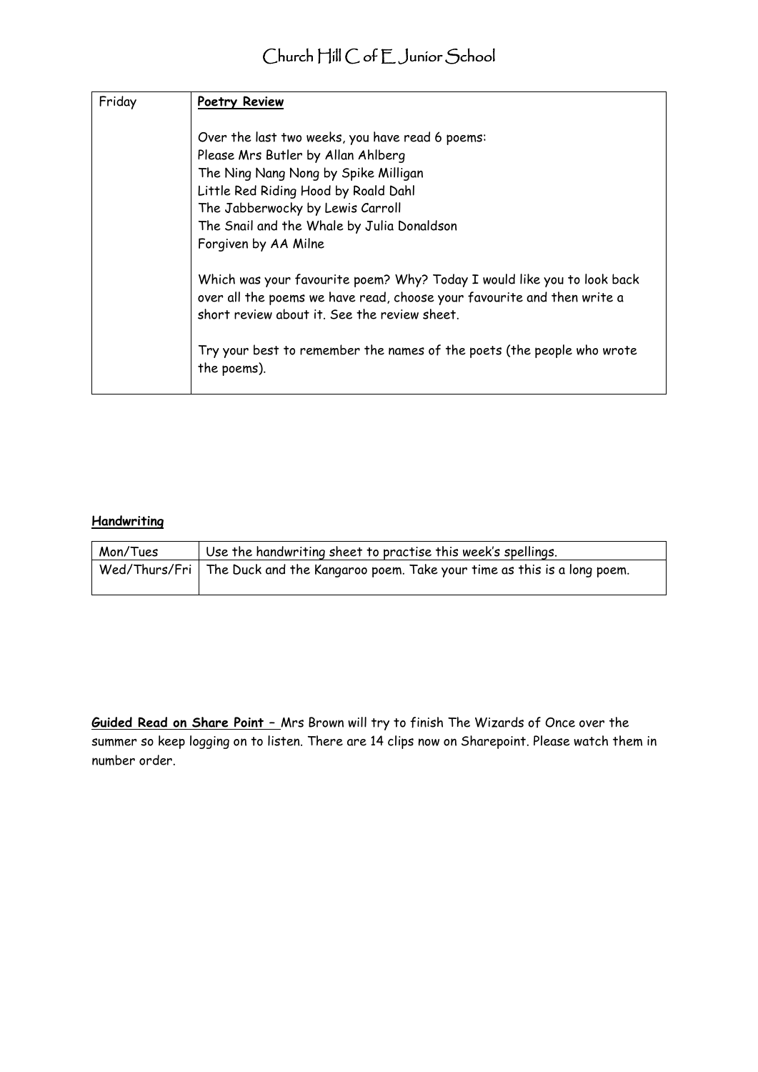| Friday | **Poetry Review**<br><br>Over the last two weeks, you have read 6 poems:<br>Please Mrs Butler by Allan Ahlberg<br>The Ning Nang Nong by Spike Milligan<br>Little Red Riding Hood by Roald Dahl<br>The Jabberwocky by Lewis Carroll<br>The Snail and the Whale by Julia Donaldson<br>Forgiven by AA Milne<br><br>Which was your favourite poem? Why? Today I would like you to look back over all the poems we have read, choose your favourite and then write a short review about it. See the review sheet.<br><br>Try your best to remember the names of the poets (the people who wrote the poems). |
|---|---|

**Handwriting**

| Mon/Tues | Use the handwriting sheet to practise this week's spellings. |
|---|---|
| Wed/Thurs/Fri | The Duck and the Kangaroo poem. Take your time as this is a long poem. |

**Guided Read on Share Point –** Mrs Brown will try to finish The Wizards of Once over the summer so keep logging on to listen. There are 14 clips now on Sharepoint. Please watch them in number order.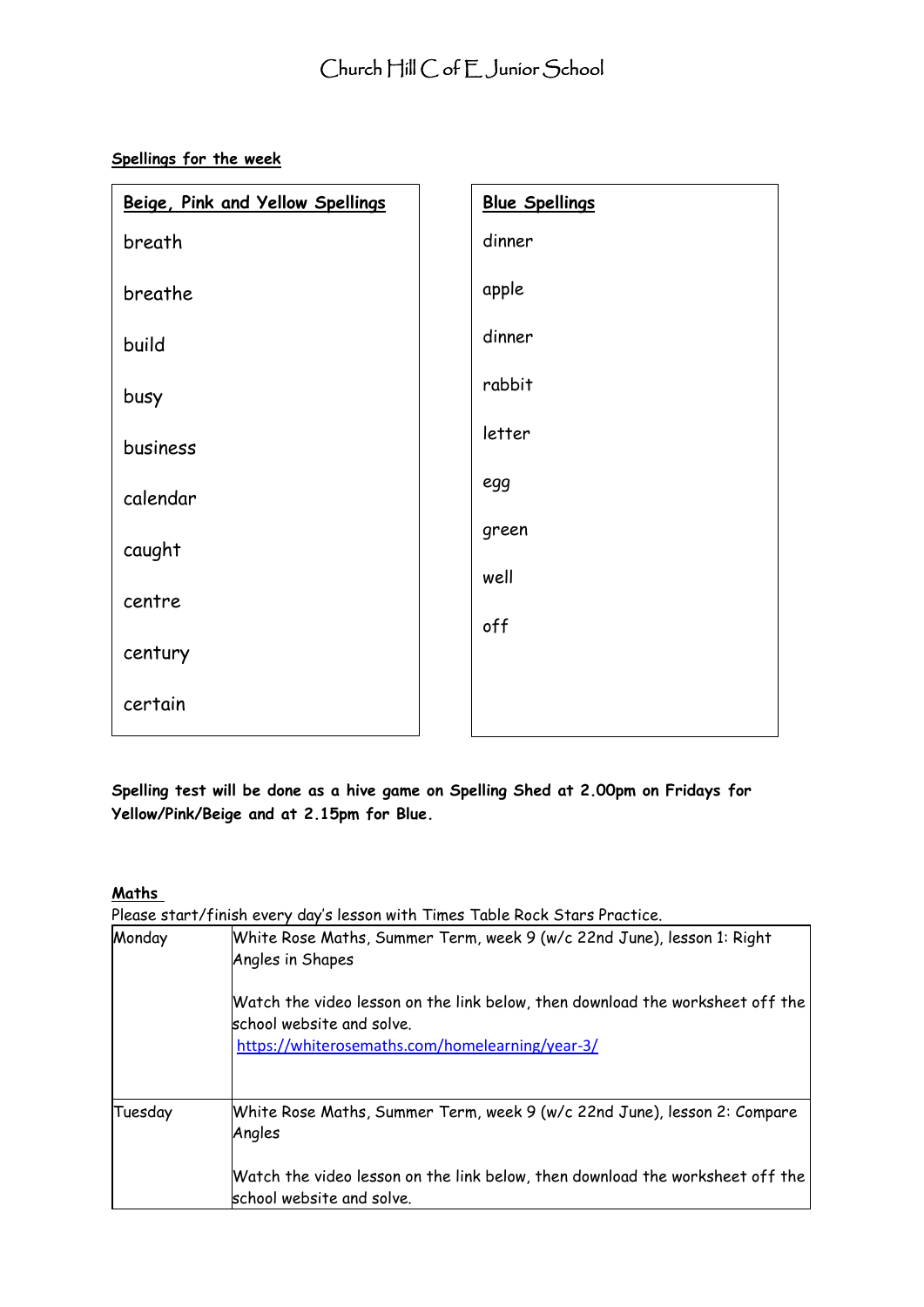# Church Hill C of E Junior School

**Spellings for the week**

| Beige, Pink and Yellow Spellings | Blue Spellings |
| --- | --- |
| breath | dinner |
| breathe | apple |
| build | dinner |
| busy | rabbit |
| business | letter |
| calendar | egg |
| caught | green |
| centre | well |
| century | off |
| certain | |

**Spelling test will be done as a hive game on Spelling Shed at 2.00pm on Fridays for Yellow/Pink/Beige and at 2.15pm for Blue.**

**Maths**

Please start/finish every day's lesson with Times Table Rock Stars Practice.

| | |
| --- | --- |
| Monday | White Rose Maths, Summer Term, week 9 (w/c 22nd June), lesson 1: Right Angles in Shapes<br><br>Watch the video lesson on the link below, then download the worksheet off the school website and solve.<br>https://whiterosemaths.com/homelearning/year-3/ |
| Tuesday | White Rose Maths, Summer Term, week 9 (w/c 22nd June), lesson 2: Compare Angles<br><br>Watch the video lesson on the link below, then download the worksheet off the school website and solve. |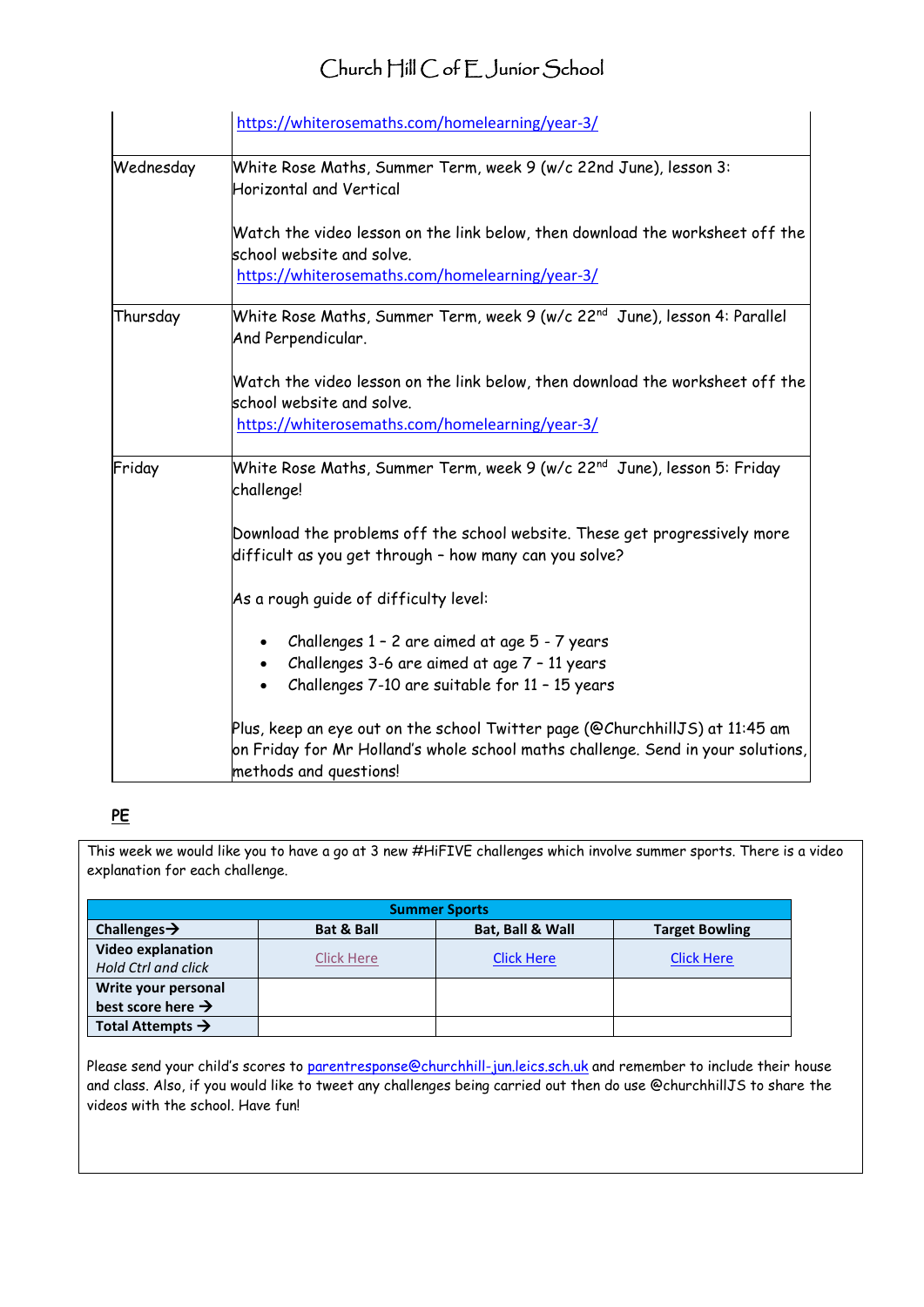| | |
|---|---|
| | https://whiterosemaths.com/homelearning/year-3/ |
| Wednesday | White Rose Maths, Summer Term, week 9 (w/c 22nd June), lesson 3: Horizontal and Vertical<br><br>Watch the video lesson on the link below, then download the worksheet off the school website and solve.<br>https://whiterosemaths.com/homelearning/year-3/ |
| Thursday | White Rose Maths, Summer Term, week 9 (w/c 22nd June), lesson 4: Parallel And Perpendicular.<br><br>Watch the video lesson on the link below, then download the worksheet off the school website and solve.<br>https://whiterosemaths.com/homelearning/year-3/ |
| Friday | White Rose Maths, Summer Term, week 9 (w/c 22nd June), lesson 5: Friday challenge!<br><br>Download the problems off the school website. These get progressively more difficult as you get through – how many can you solve?<br><br>As a rough guide of difficulty level:<br><br>• Challenges 1 – 2 are aimed at age 5 - 7 years<br>• Challenges 3-6 are aimed at age 7 – 11 years<br>• Challenges 7-10 are suitable for 11 – 15 years<br><br>Plus, keep an eye out on the school Twitter page (@ChurchhillJS) at 11:45 am on Friday for Mr Holland's whole school maths challenge. Send in your solutions, methods and questions! |

**PE**

This week we would like you to have a go at 3 new #HiFIVE challenges which involve summer sports. There is a video explanation for each challenge.

| Summer Sports | | | |
|---|---|---|---|
| **Challenges→** | **Bat & Ball** | **Bat, Ball & Wall** | **Target Bowling** |
| **Video explanation**<br>*Hold Ctrl and click* | Click Here | Click Here | Click Here |
| **Write your personal best score here →** | | | |
| **Total Attempts →** | | | |

Please send your child's scores to parentresponse@churchhill-jun.leics.sch.uk and remember to include their house and class. Also, if you would like to tweet any challenges being carried out then do use @churchhillJS to share the videos with the school. Have fun!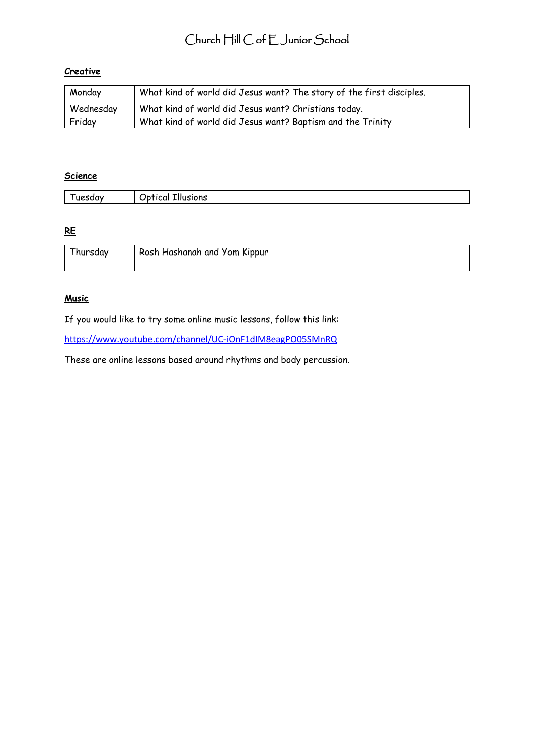# Church Hill C of E Junior School

**Creative**

| | |
|---|---|
| Monday | What kind of world did Jesus want? The story of the first disciples. |
| Wednesday | What kind of world did Jesus want? Christians today. |
| Friday | What kind of world did Jesus want? Baptism and the Trinity |

**Science**

| | |
|---|---|
| Tuesday | Optical Illusions |

**RE**

| | |
|---|---|
| Thursday | Rosh Hashanah and Yom Kippur |

**Music**

If you would like to try some online music lessons, follow this link:

https://www.youtube.com/channel/UC-iOnF1dIM8eagPO05SMnRQ

These are online lessons based around rhythms and body percussion.